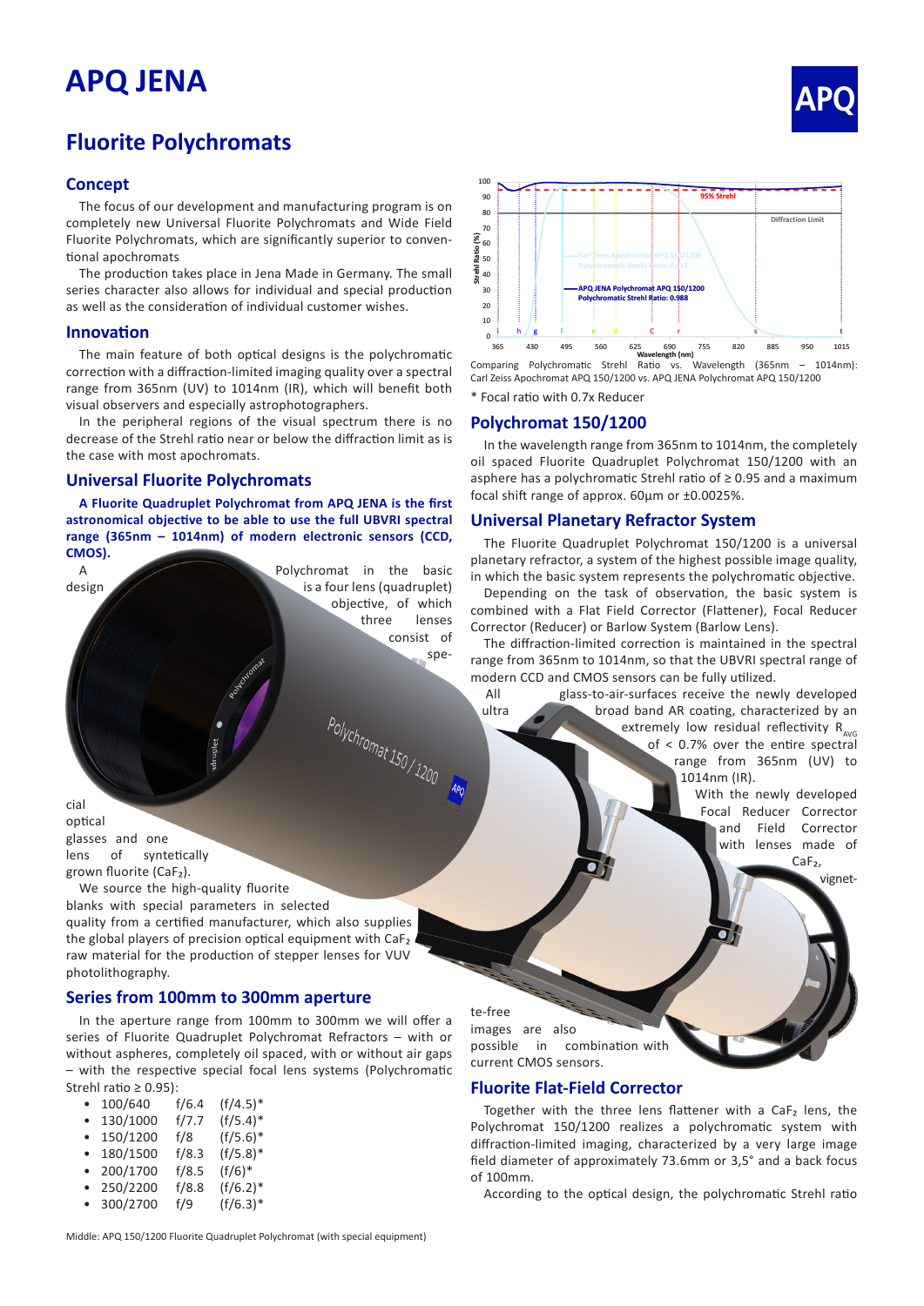# APQ JENA

APQ

## Fluorite Polychromats

### Concept

The focus of our development and manufacturing program is on completely new Universal Fluorite Polychromats and Wide Field Fluorite Polychromats, which are significantly superior to conventional apochromats

The production takes place in Jena Made in Germany. The small series character also allows for individual and special production as well as the consideration of individual customer wishes.

### Innovation

The main feature of both optical designs is the polychromatic correction with a diffraction-limited imaging quality over a spectral range from 365nm (UV) to 1014nm (IR), which will benefit both visual observers and especially astrophotographers.

In the peripheral regions of the visual spectrum there is no decrease of the Strehl ratio near or below the diffraction limit as is the case with most apochromats.

### Universal Fluorite Polychromats

**A Fluorite Quadruplet Polychromat from APQ JENA is the first astronomical objective to be able to use the full UBVRI spectral range (365nm – 1014nm) of modern electronic sensors (CCD, CMOS).**

A Polychromat in the basic design is a four lens (quadruplet) objective, of which three lenses consist of special optical glasses and one lens of syntetically grown fluorite ($CaF_2$).

We source the high-quality fluorite blanks with special parameters in selected quality from a certified manufacturer, which also supplies the global players of precision optical equipment with $CaF_2$ raw material for the production of stepper lenses for VUV photolithography.

### Series from 100mm to 300mm aperture

In the aperture range from 100mm to 300mm we will offer a series of Fluorite Quadruplet Polychromat Refractors – with or without aspheres, completely oil spaced, with or without air gaps – with the respective special focal lens systems (Polychromatic Strehl ratio ≥ 0.95):

- 100/640 f/6.4 (f/4.5)*
- 130/1000 f/7.7 (f/5.4)*
- 150/1200 f/8 (f/5.6)*
- 180/1500 f/8.3 (f/5.8)*
- 200/1700 f/8.5 (f/6)*
- 250/2200 f/8.8 (f/6.2)*
- 300/2700 f/9 (f/6.3)*

Comparing Polychromatic Strehl Ratio vs. Wavelength (365nm – 1014nm): Carl Zeiss Apochromat APQ 150/1200 vs. APQ JENA Polychromat APQ 150/1200

\* Focal ratio with 0.7x Reducer

### Polychromat 150/1200

In the wavelength range from 365nm to 1014nm, the completely oil spaced Fluorite Quadruplet Polychromat 150/1200 with an asphere has a polychromatic Strehl ratio of ≥ 0.95 and a maximum focal shift range of approx. 60µm or ±0.0025%.

### Universal Planetary Refractor System

The Fluorite Quadruplet Polychromat 150/1200 is a universal planetary refractor, a system of the highest possible image quality, in which the basic system represents the polychromatic objective.

Depending on the task of observation, the basic system is combined with a Flat Field Corrector (Flattener), Focal Reducer Corrector (Reducer) or Barlow System (Barlow Lens).

The diffraction-limited correction is maintained in the spectral range from 365nm to 1014nm, so that the UBVRI spectral range of modern CCD and CMOS sensors can be fully utilized.

All glass-to-air-surfaces receive the newly developed ultra broad band AR coating, characterized by an extremely low residual reflectivity $R_{AVG}$ of < 0.7% over the entire spectral range from 365nm (UV) to 1014nm (IR).

With the newly developed Focal Reducer Corrector and Field Corrector with lenses made of $CaF_2$, vignette-free images are also possible in combination with current CMOS sensors.

### Fluorite Flat-Field Corrector

Together with the three lens flattener with a $CaF_2$ lens, the Polychromat 150/1200 realizes a polychromatic system with diffraction-limited imaging, characterized by a very large image field diameter of approximately 73.6mm or 3,5° and a back focus of 100mm.

According to the optical design, the polychromatic Strehl ratio

Middle: APQ 150/1200 Fluorite Quadruplet Polychromat (with special equipment)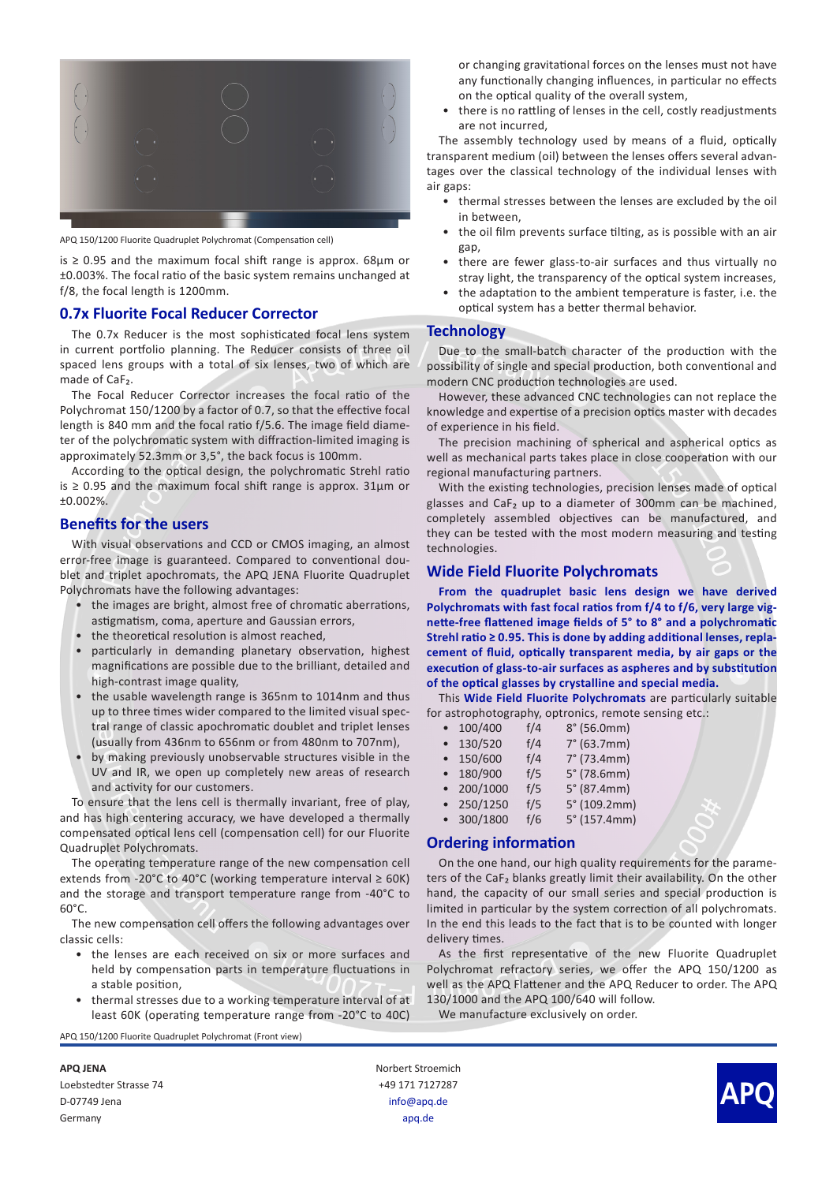APQ 150/1200 Fluorite Quadruplet Polychromat (Compensation cell)

is ≥ 0.95 and the maximum focal shift range is approx. 68µm or ±0.003%. The focal ratio of the basic system remains unchanged at f/8, the focal length is 1200mm.

## 0.7x Fluorite Focal Reducer Corrector

The 0.7x Reducer is the most sophisticated focal lens system in current portfolio planning. The Reducer consists of three oil spaced lens groups with a total of six lenses, two of which are made of $CaF_2$.

The Focal Reducer Corrector increases the focal ratio of the Polychromat 150/1200 by a factor of 0.7, so that the effective focal length is 840 mm and the focal ratio f/5.6. The image field diameter of the polychromatic system with diffraction-limited imaging is approximately 52.3mm or 3,5°, the back focus is 100mm.

According to the optical design, the polychromatic Strehl ratio is ≥ 0.95 and the maximum focal shift range is approx. 31µm or ±0.002%.

## Benefits for the users

With visual observations and CCD or CMOS imaging, an almost error-free image is guaranteed. Compared to conventional doublet and triplet apochromats, the APQ JENA Fluorite Quadruplet Polychromats have the following advantages:

- the images are bright, almost free of chromatic aberrations, astigmatism, coma, aperture and Gaussian errors,
- the theoretical resolution is almost reached,
- particularly in demanding planetary observation, highest magnifications are possible due to the brilliant, detailed and high-contrast image quality,
- the usable wavelength range is 365nm to 1014nm and thus up to three times wider compared to the limited visual spectral range of classic apochromatic doublet and triplet lenses (usually from 436nm to 656nm or from 480nm to 707nm),
- by making previously unobservable structures visible in the UV and IR, we open up completely new areas of research and activity for our customers.

To ensure that the lens cell is thermally invariant, free of play, and has high centering accuracy, we have developed a thermally compensated optical lens cell (compensation cell) for our Fluorite Quadruplet Polychromats.

The operating temperature range of the new compensation cell extends from -20°C to 40°C (working temperature interval ≥ 60K) and the storage and transport temperature range from -40°C to 60°C.

The new compensation cell offers the following advantages over classic cells:

- the lenses are each received on six or more surfaces and held by compensation parts in temperature fluctuations in a stable position,
- thermal stresses due to a working temperature interval of at least 60K (operating temperature range from -20°C to 40C) or changing gravitational forces on the lenses must not have any functionally changing influences, in particular no effects on the optical quality of the overall system,
- there is no rattling of lenses in the cell, costly readjustments are not incurred,

The assembly technology used by means of a fluid, optically transparent medium (oil) between the lenses offers several advantages over the classical technology of the individual lenses with air gaps:

- thermal stresses between the lenses are excluded by the oil in between,
- the oil film prevents surface tilting, as is possible with an air gap,
- there are fewer glass-to-air surfaces and thus virtually no stray light, the transparency of the optical system increases,
- the adaptation to the ambient temperature is faster, i.e. the optical system has a better thermal behavior.

APQ 150/1200 Fluorite Quadruplet Polychromat (Front view)

## Technology

Due to the small-batch character of the production with the possibility of single and special production, both conventional and modern CNC production technologies are used.

However, these advanced CNC technologies can not replace the knowledge and expertise of a precision optics master with decades of experience in his field.

The precision machining of spherical and aspherical optics as well as mechanical parts takes place in close cooperation with our regional manufacturing partners.

With the existing technologies, precision lenses made of optical glasses and $CaF_2$ up to a diameter of 300mm can be machined, completely assembled objectives can be manufactured, and they can be tested with the most modern measuring and testing technologies.

## Wide Field Fluorite Polychromats

**From the quadruplet basic lens design we have derived Polychromats with fast focal ratios from f/4 to f/6, very large vignette-free flattened image fields of 5° to 8° and a polychromatic Strehl ratio ≥ 0.95. This is done by adding additional lenses, replacement of fluid, optically transparent media, by air gaps or the execution of glass-to-air surfaces as aspheres and by substitution of the optical glasses by crystalline and special media.**

This **Wide Field Fluorite Polychromats** are particularly suitable for astrophotography, optronics, remote sensing etc.:

- 100/400 f/4 8° (56.0mm)
- 130/520 f/4 7° (63.7mm)
- 150/600 f/4 7° (73.4mm)
- 180/900 f/5 5° (78.6mm)
- 200/1000 f/5 5° (87.4mm)
- 250/1250 f/5 5° (109.2mm)
- 300/1800 f/6 5° (157.4mm)

## Ordering information

On the one hand, our high quality requirements for the parameters of the $CaF_2$ blanks greatly limit their availability. On the other hand, the capacity of our small series and special production is limited in particular by the system correction of all polychromats. In the end this leads to the fact that is to be counted with longer delivery times.

As the first representative of the new Fluorite Quadruplet Polychromat refractory series, we offer the APQ 150/1200 as well as the APQ Flattener and the APQ Reducer to order. The APQ 130/1000 and the APQ 100/640 will follow.

We manufacture exclusively on order.

**APQ JENA**
Loebstedter Strasse 74
D-07749 Jena
Germany

Norbert Stroemich
+49 171 7127287
info@apq.de
apq.de

APQ